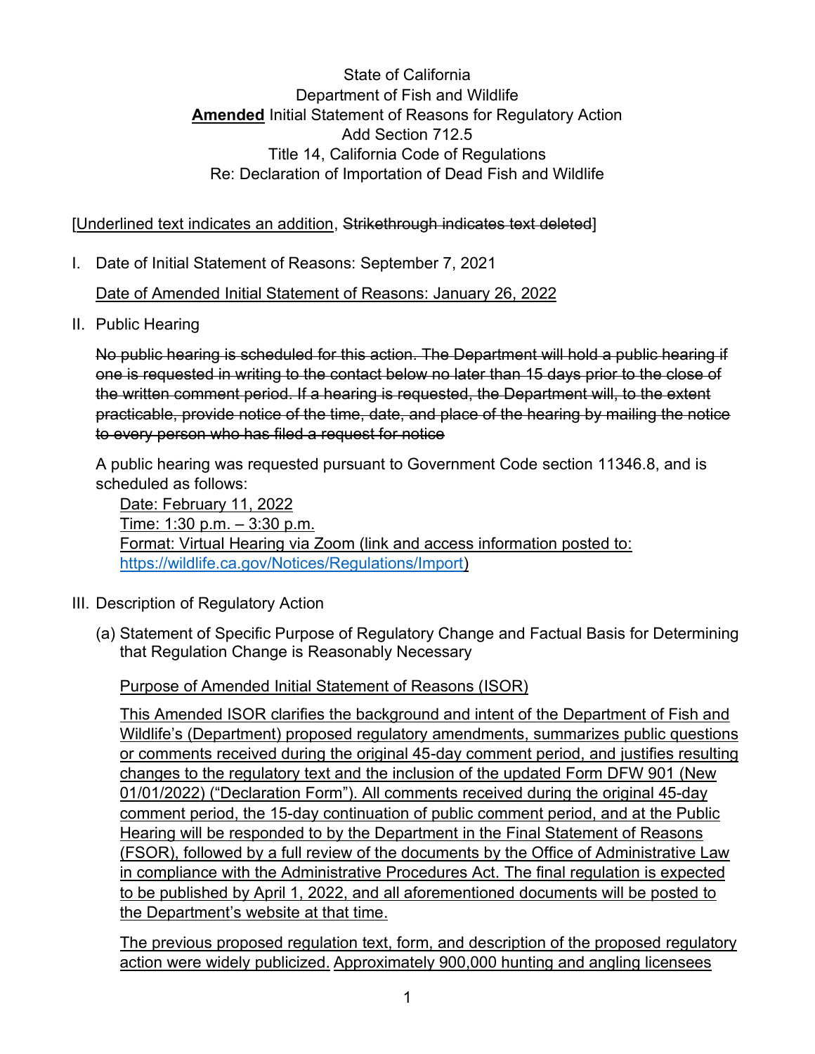State of California
Department of Fish and Wildlife
**Amended** Initial Statement of Reasons for Regulatory Action
Add Section 712.5
Title 14, California Code of Regulations
Re: Declaration of Importation of Dead Fish and Wildlife

[Underlined text indicates an addition, ~~Strikethrough indicates text deleted~~]

I. Date of Initial Statement of Reasons: September 7, 2021

   Date of Amended Initial Statement of Reasons: January 26, 2022

II. Public Hearing

   ~~No public hearing is scheduled for this action. The Department will hold a public hearing if one is requested in writing to the contact below no later than 15 days prior to the close of the written comment period. If a hearing is requested, the Department will, to the extent practicable, provide notice of the time, date, and place of the hearing by mailing the notice to every person who has filed a request for notice~~

   A public hearing was requested pursuant to Government Code section 11346.8, and is scheduled as follows:

   Date: February 11, 2022
   Time: 1:30 p.m. – 3:30 p.m.
   Format: Virtual Hearing via Zoom (link and access information posted to: https://wildlife.ca.gov/Notices/Regulations/Import)

III. Description of Regulatory Action

   (a) Statement of Specific Purpose of Regulatory Change and Factual Basis for Determining that Regulation Change is Reasonably Necessary

   Purpose of Amended Initial Statement of Reasons (ISOR)

   This Amended ISOR clarifies the background and intent of the Department of Fish and Wildlife's (Department) proposed regulatory amendments, summarizes public questions or comments received during the original 45-day comment period, and justifies resulting changes to the regulatory text and the inclusion of the updated Form DFW 901 (New 01/01/2022) ("Declaration Form"). All comments received during the original 45-day comment period, the 15-day continuation of public comment period, and at the Public Hearing will be responded to by the Department in the Final Statement of Reasons (FSOR), followed by a full review of the documents by the Office of Administrative Law in compliance with the Administrative Procedures Act. The final regulation is expected to be published by April 1, 2022, and all aforementioned documents will be posted to the Department's website at that time.

   The previous proposed regulation text, form, and description of the proposed regulatory action were widely publicized. Approximately 900,000 hunting and angling licensees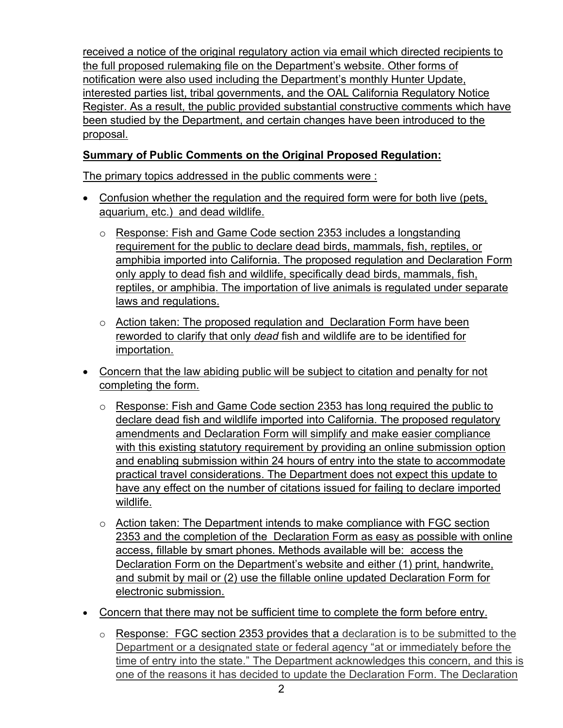received a notice of the original regulatory action via email which directed recipients to the full proposed rulemaking file on the Department's website. Other forms of notification were also used including the Department's monthly Hunter Update, interested parties list, tribal governments, and the OAL California Regulatory Notice Register. As a result, the public provided substantial constructive comments which have been studied by the Department, and certain changes have been introduced to the proposal.

**Summary of Public Comments on the Original Proposed Regulation:**

The primary topics addressed in the public comments were :

- Confusion whether the regulation and the required form were for both live (pets, aquarium, etc.) and dead wildlife.
  - Response: Fish and Game Code section 2353 includes a longstanding requirement for the public to declare dead birds, mammals, fish, reptiles, or amphibia imported into California. The proposed regulation and Declaration Form only apply to dead fish and wildlife, specifically dead birds, mammals, fish, reptiles, or amphibia. The importation of live animals is regulated under separate laws and regulations.
  - Action taken: The proposed regulation and Declaration Form have been reworded to clarify that only *dead* fish and wildlife are to be identified for importation.
- Concern that the law abiding public will be subject to citation and penalty for not completing the form.
  - Response: Fish and Game Code section 2353 has long required the public to declare dead fish and wildlife imported into California. The proposed regulatory amendments and Declaration Form will simplify and make easier compliance with this existing statutory requirement by providing an online submission option and enabling submission within 24 hours of entry into the state to accommodate practical travel considerations. The Department does not expect this update to have any effect on the number of citations issued for failing to declare imported wildlife.
  - Action taken: The Department intends to make compliance with FGC section 2353 and the completion of the Declaration Form as easy as possible with online access, fillable by smart phones. Methods available will be: access the Declaration Form on the Department's website and either (1) print, handwrite, and submit by mail or (2) use the fillable online updated Declaration Form for electronic submission.
- Concern that there may not be sufficient time to complete the form before entry.
  - Response: FGC section 2353 provides that a declaration is to be submitted to the Department or a designated state or federal agency "at or immediately before the time of entry into the state." The Department acknowledges this concern, and this is one of the reasons it has decided to update the Declaration Form. The Declaration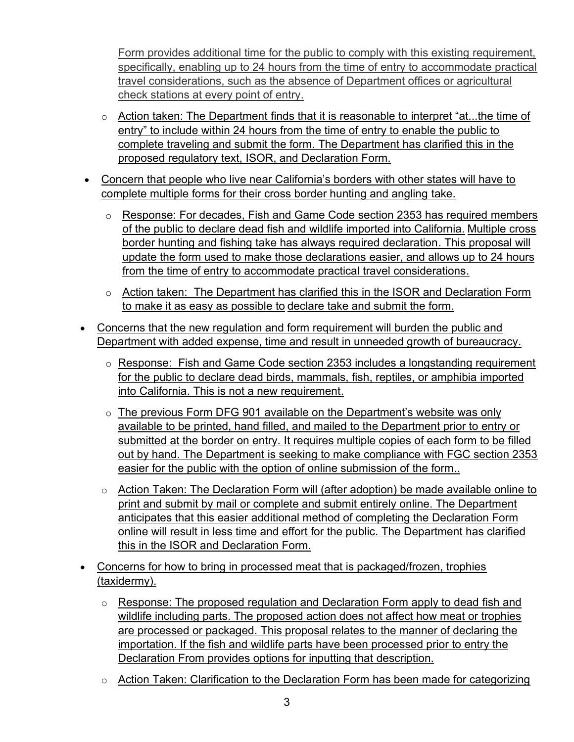Form provides additional time for the public to comply with this existing requirement, specifically, enabling up to 24 hours from the time of entry to accommodate practical travel considerations, such as the absence of Department offices or agricultural check stations at every point of entry.

- Action taken: The Department finds that it is reasonable to interpret "at...the time of entry" to include within 24 hours from the time of entry to enable the public to complete traveling and submit the form. The Department has clarified this in the proposed regulatory text, ISOR, and Declaration Form.

- Concern that people who live near California's borders with other states will have to complete multiple forms for their cross border hunting and angling take.
  - Response: For decades, Fish and Game Code section 2353 has required members of the public to declare dead fish and wildlife imported into California. Multiple cross border hunting and fishing take has always required declaration. This proposal will update the form used to make those declarations easier, and allows up to 24 hours from the time of entry to accommodate practical travel considerations.
  - Action taken: The Department has clarified this in the ISOR and Declaration Form to make it as easy as possible to declare take and submit the form.
- Concerns that the new regulation and form requirement will burden the public and Department with added expense, time and result in unneeded growth of bureaucracy.
  - Response: Fish and Game Code section 2353 includes a longstanding requirement for the public to declare dead birds, mammals, fish, reptiles, or amphibia imported into California. This is not a new requirement.
  - The previous Form DFG 901 available on the Department's website was only available to be printed, hand filled, and mailed to the Department prior to entry or submitted at the border on entry. It requires multiple copies of each form to be filled out by hand. The Department is seeking to make compliance with FGC section 2353 easier for the public with the option of online submission of the form..
  - Action Taken: The Declaration Form will (after adoption) be made available online to print and submit by mail or complete and submit entirely online. The Department anticipates that this easier additional method of completing the Declaration Form online will result in less time and effort for the public. The Department has clarified this in the ISOR and Declaration Form.
- Concerns for how to bring in processed meat that is packaged/frozen, trophies (taxidermy).
  - Response: The proposed regulation and Declaration Form apply to dead fish and wildlife including parts. The proposed action does not affect how meat or trophies are processed or packaged. This proposal relates to the manner of declaring the importation. If the fish and wildlife parts have been processed prior to entry the Declaration From provides options for inputting that description.
  - Action Taken: Clarification to the Declaration Form has been made for categorizing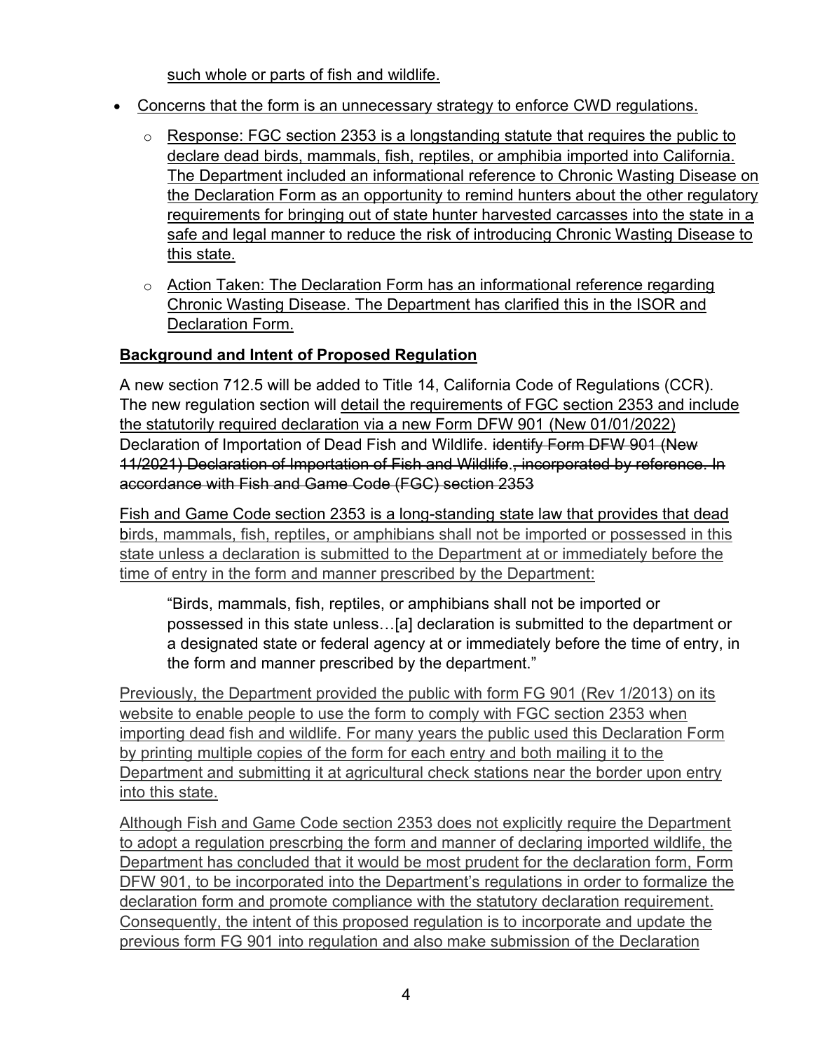such whole or parts of fish and wildlife.

- Concerns that the form is an unnecessary strategy to enforce CWD regulations.
  - Response: FGC section 2353 is a longstanding statute that requires the public to declare dead birds, mammals, fish, reptiles, or amphibia imported into California. The Department included an informational reference to Chronic Wasting Disease on the Declaration Form as an opportunity to remind hunters about the other regulatory requirements for bringing out of state hunter harvested carcasses into the state in a safe and legal manner to reduce the risk of introducing Chronic Wasting Disease to this state.
  - Action Taken: The Declaration Form has an informational reference regarding Chronic Wasting Disease. The Department has clarified this in the ISOR and Declaration Form.

**Background and Intent of Proposed Regulation**

A new section 712.5 will be added to Title 14, California Code of Regulations (CCR). The new regulation section will detail the requirements of FGC section 2353 and include the statutorily required declaration via a new Form DFW 901 (New 01/01/2022) Declaration of Importation of Dead Fish and Wildlife. ~~identify Form DFW 901 (New 11/2021) Declaration of Importation of Fish and Wildlife., incorporated by reference. In accordance with Fish and Game Code (FGC) section 2353~~

Fish and Game Code section 2353 is a long-standing state law that provides that dead birds, mammals, fish, reptiles, or amphibians shall not be imported or possessed in this state unless a declaration is submitted to the Department at or immediately before the time of entry in the form and manner prescribed by the Department:

> "Birds, mammals, fish, reptiles, or amphibians shall not be imported or possessed in this state unless…[a] declaration is submitted to the department or a designated state or federal agency at or immediately before the time of entry, in the form and manner prescribed by the department."

Previously, the Department provided the public with form FG 901 (Rev 1/2013) on its website to enable people to use the form to comply with FGC section 2353 when importing dead fish and wildlife. For many years the public used this Declaration Form by printing multiple copies of the form for each entry and both mailing it to the Department and submitting it at agricultural check stations near the border upon entry into this state.

Although Fish and Game Code section 2353 does not explicitly require the Department to adopt a regulation prescrbing the form and manner of declaring imported wildlife, the Department has concluded that it would be most prudent for the declaration form, Form DFW 901, to be incorporated into the Department's regulations in order to formalize the declaration form and promote compliance with the statutory declaration requirement. Consequently, the intent of this proposed regulation is to incorporate and update the previous form FG 901 into regulation and also make submission of the Declaration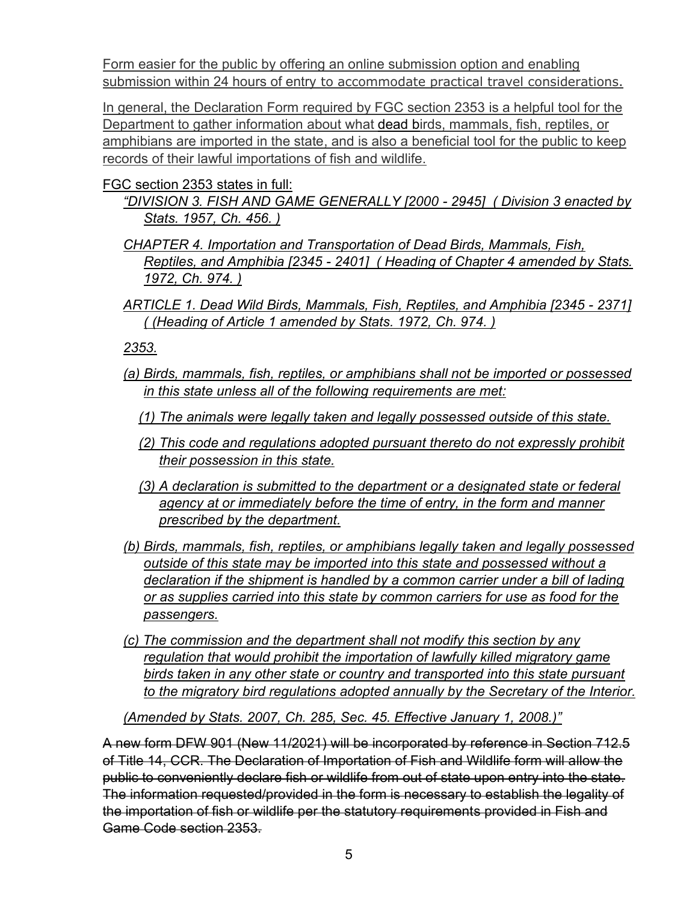Form easier for the public by offering an online submission option and enabling submission within 24 hours of entry to accommodate practical travel considerations.

In general, the Declaration Form required by FGC section 2353 is a helpful tool for the Department to gather information about what dead birds, mammals, fish, reptiles, or amphibians are imported in the state, and is also a beneficial tool for the public to keep records of their lawful importations of fish and wildlife.

FGC section 2353 states in full:

*"DIVISION 3. FISH AND GAME GENERALLY [2000 - 2945] ( Division 3 enacted by Stats. 1957, Ch. 456. )*

*CHAPTER 4. Importation and Transportation of Dead Birds, Mammals, Fish, Reptiles, and Amphibia [2345 - 2401] ( Heading of Chapter 4 amended by Stats. 1972, Ch. 974. )*

*ARTICLE 1. Dead Wild Birds, Mammals, Fish, Reptiles, and Amphibia [2345 - 2371] ( (Heading of Article 1 amended by Stats. 1972, Ch. 974. )*

*2353.*

*(a) Birds, mammals, fish, reptiles, or amphibians shall not be imported or possessed in this state unless all of the following requirements are met:*

*(1) The animals were legally taken and legally possessed outside of this state.*

*(2) This code and regulations adopted pursuant thereto do not expressly prohibit their possession in this state.*

*(3) A declaration is submitted to the department or a designated state or federal agency at or immediately before the time of entry, in the form and manner prescribed by the department.*

*(b) Birds, mammals, fish, reptiles, or amphibians legally taken and legally possessed outside of this state may be imported into this state and possessed without a declaration if the shipment is handled by a common carrier under a bill of lading or as supplies carried into this state by common carriers for use as food for the passengers.*

*(c) The commission and the department shall not modify this section by any regulation that would prohibit the importation of lawfully killed migratory game birds taken in any other state or country and transported into this state pursuant to the migratory bird regulations adopted annually by the Secretary of the Interior.*

*(Amended by Stats. 2007, Ch. 285, Sec. 45. Effective January 1, 2008.)"*

~~A new form DFW 901 (New 11/2021) will be incorporated by reference in Section 712.5 of Title 14, CCR. The Declaration of Importation of Fish and Wildlife form will allow the public to conveniently declare fish or wildlife from out of state upon entry into the state. The information requested/provided in the form is necessary to establish the legality of the importation of fish or wildlife per the statutory requirements provided in Fish and Game Code section 2353.~~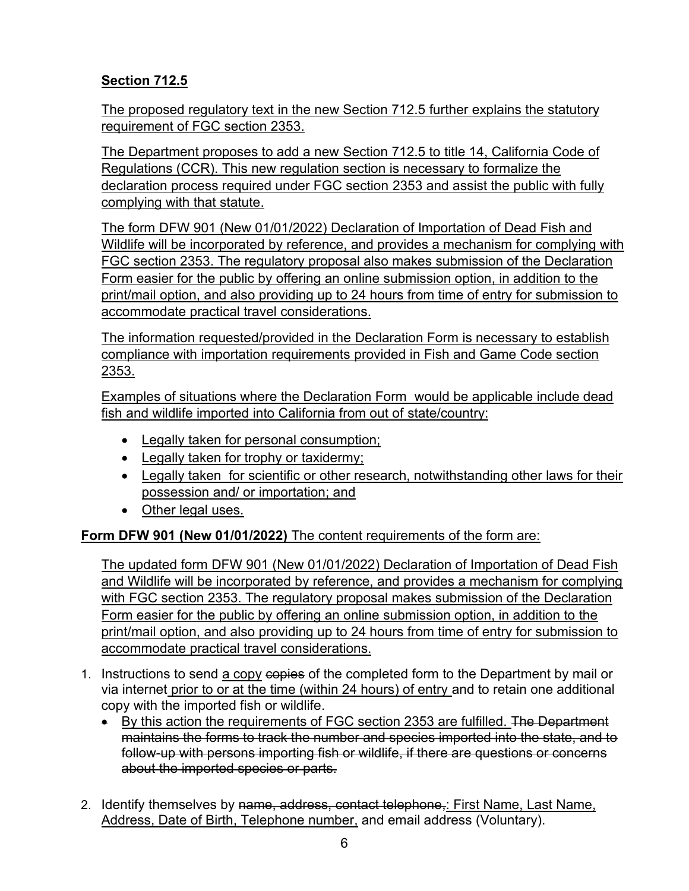**Section 712.5**

The proposed regulatory text in the new Section 712.5 further explains the statutory requirement of FGC section 2353.

The Department proposes to add a new Section 712.5 to title 14, California Code of Regulations (CCR). This new regulation section is necessary to formalize the declaration process required under FGC section 2353 and assist the public with fully complying with that statute.

The form DFW 901 (New 01/01/2022) Declaration of Importation of Dead Fish and Wildlife will be incorporated by reference, and provides a mechanism for complying with FGC section 2353. The regulatory proposal also makes submission of the Declaration Form easier for the public by offering an online submission option, in addition to the print/mail option, and also providing up to 24 hours from time of entry for submission to accommodate practical travel considerations.

The information requested/provided in the Declaration Form is necessary to establish compliance with importation requirements provided in Fish and Game Code section 2353.

Examples of situations where the Declaration Form would be applicable include dead fish and wildlife imported into California from out of state/country:

- Legally taken for personal consumption;
- Legally taken for trophy or taxidermy;
- Legally taken for scientific or other research, notwithstanding other laws for their possession and/ or importation; and
- Other legal uses.

**Form DFW 901 (New 01/01/2022)** The content requirements of the form are:

The updated form DFW 901 (New 01/01/2022) Declaration of Importation of Dead Fish and Wildlife will be incorporated by reference, and provides a mechanism for complying with FGC section 2353. The regulatory proposal makes submission of the Declaration Form easier for the public by offering an online submission option, in addition to the print/mail option, and also providing up to 24 hours from time of entry for submission to accommodate practical travel considerations.

1. Instructions to send a copy ~~copies~~ of the completed form to the Department by mail or via internet prior to or at the time (within 24 hours) of entry and to retain one additional copy with the imported fish or wildlife.
   - By this action the requirements of FGC section 2353 are fulfilled. ~~The Department maintains the forms to track the number and species imported into the state, and to follow-up with persons importing fish or wildlife, if there are questions or concerns about the imported species or parts.~~

2. Identify themselves by ~~name, address, contact telephone,~~: First Name, Last Name, Address, Date of Birth, Telephone number, and email address (Voluntary).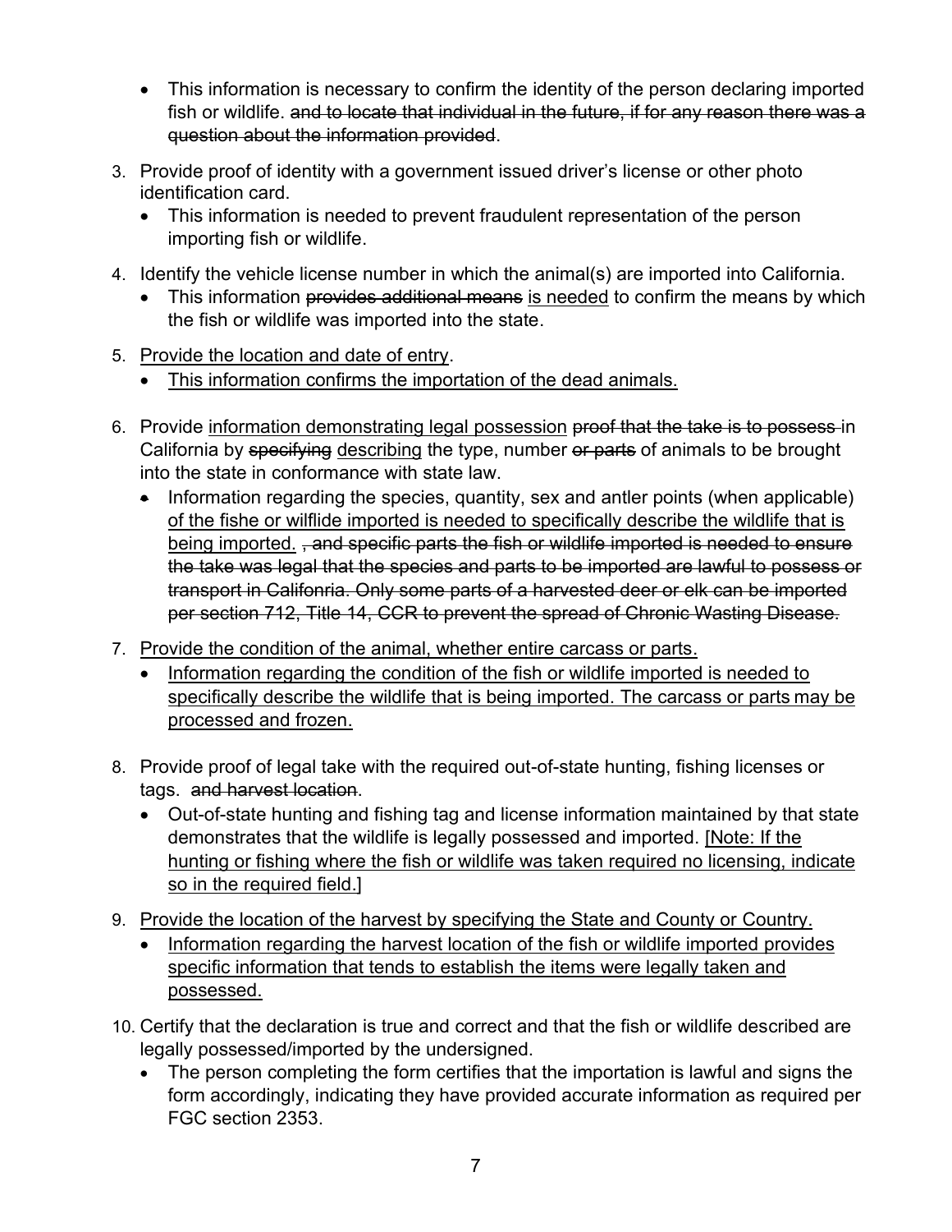- This information is necessary to confirm the identity of the person declaring imported fish or wildlife. ~~and to locate that individual in the future, if for any reason there was a question about the information provided~~.

3. Provide proof of identity with a government issued driver's license or other photo identification card.
   - This information is needed to prevent fraudulent representation of the person importing fish or wildlife.

4. Identify the vehicle license number in which the animal(s) are imported into California.
   - This information ~~provides additional means~~ <u>is needed</u> to confirm the means by which the fish or wildlife was imported into the state.

5. <u>Provide the location and date of entry</u>.
   - <u>This information confirms the importation of the dead animals.</u>

6. Provide <u>information demonstrating legal possession</u> ~~proof that the take is to possess~~ in California by ~~specifying~~ <u>describing</u> the type, number ~~or parts~~ of animals to be brought into the state in conformance with state law.
   - Information regarding the species, quantity, sex and antler points (when applicable) <u>of the fishe or wilflide imported is needed to specifically describe the wildlife that is being imported.</u> ~~, and specific parts the fish or wildlife imported is needed to ensure the take was legal that the species and parts to be imported are lawful to possess or transport in Califonria. Only some parts of a harvested deer or elk can be imported per section 712, Title 14, CCR to prevent the spread of Chronic Wasting Disease.~~

7. <u>Provide the condition of the animal, whether entire carcass or parts.</u>
   - <u>Information regarding the condition of the fish or wildlife imported is needed to specifically describe the wildlife that is being imported. The carcass or parts may be processed and frozen.</u>

8. Provide proof of legal take with the required out-of-state hunting, fishing licenses or tags. ~~and harvest location~~.
   - Out-of-state hunting and fishing tag and license information maintained by that state demonstrates that the wildlife is legally possessed and imported. <u>[Note: If the hunting or fishing where the fish or wildlife was taken required no licensing, indicate so in the required field.]</u>

9. <u>Provide the location of the harvest by specifying the State and County or Country.</u>
   - <u>Information regarding the harvest location of the fish or wildlife imported provides specific information that tends to establish the items were legally taken and possessed.</u>

10. Certify that the declaration is true and correct and that the fish or wildlife described are legally possessed/imported by the undersigned.
    - The person completing the form certifies that the importation is lawful and signs the form accordingly, indicating they have provided accurate information as required per FGC section 2353.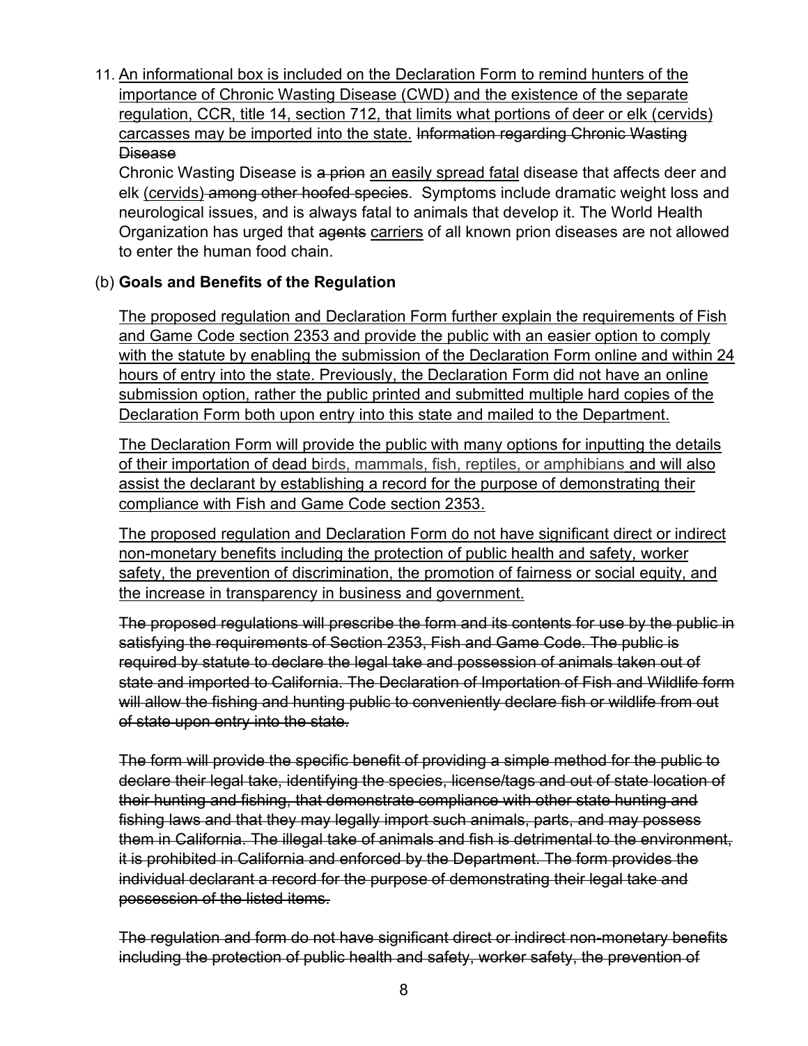11. <u>An informational box is included on the Declaration Form to remind hunters of the importance of Chronic Wasting Disease (CWD) and the existence of the separate regulation, CCR, title 14, section 712, that limits what portions of deer or elk (cervids) carcasses may be imported into the state.</u> ~~Information regarding Chronic Wasting Disease~~

    Chronic Wasting Disease is ~~a prion~~ <u>an easily spread fatal</u> disease that affects deer and elk <u>(cervids)</u> ~~among other hoofed species~~. Symptoms include dramatic weight loss and neurological issues, and is always fatal to animals that develop it. The World Health Organization has urged that ~~agents~~ <u>carriers</u> of all known prion diseases are not allowed to enter the human food chain.

(b) **Goals and Benefits of the Regulation**

<u>The proposed regulation and Declaration Form further explain the requirements of Fish and Game Code section 2353 and provide the public with an easier option to comply with the statute by enabling the submission of the Declaration Form online and within 24 hours of entry into the state. Previously, the Declaration Form did not have an online submission option, rather the public printed and submitted multiple hard copies of the Declaration Form both upon entry into this state and mailed to the Department.</u>

<u>The Declaration Form will provide the public with many options for inputting the details of their importation of dead birds, mammals, fish, reptiles, or amphibians and will also assist the declarant by establishing a record for the purpose of demonstrating their compliance with Fish and Game Code section 2353.</u>

<u>The proposed regulation and Declaration Form do not have significant direct or indirect non-monetary benefits including the protection of public health and safety, worker safety, the prevention of discrimination, the promotion of fairness or social equity, and the increase in transparency in business and government.</u>

~~The proposed regulations will prescribe the form and its contents for use by the public in satisfying the requirements of Section 2353, Fish and Game Code. The public is required by statute to declare the legal take and possession of animals taken out of state and imported to California. The Declaration of Importation of Fish and Wildlife form will allow the fishing and hunting public to conveniently declare fish or wildlife from out of state upon entry into the state.~~

~~The form will provide the specific benefit of providing a simple method for the public to declare their legal take, identifying the species, license/tags and out of state location of their hunting and fishing, that demonstrate compliance with other state hunting and fishing laws and that they may legally import such animals, parts, and may possess them in California. The illegal take of animals and fish is detrimental to the environment, it is prohibited in California and enforced by the Department. The form provides the individual declarant a record for the purpose of demonstrating their legal take and possession of the listed items.~~

~~The regulation and form do not have significant direct or indirect non-monetary benefits including the protection of public health and safety, worker safety, the prevention of~~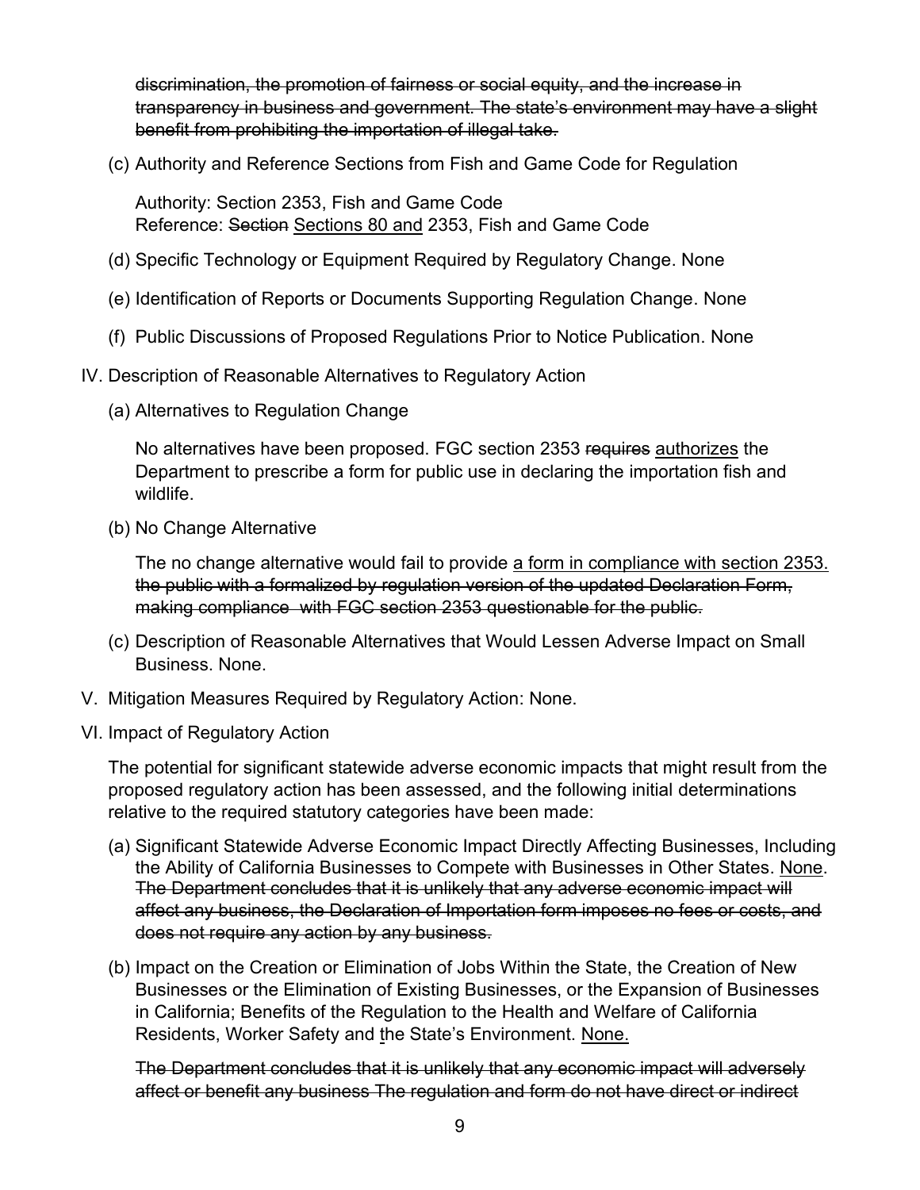~~discrimination, the promotion of fairness or social equity, and the increase in transparency in business and government. The state's environment may have a slight benefit from prohibiting the importation of illegal take.~~

(c) Authority and Reference Sections from Fish and Game Code for Regulation

Authority: Section 2353, Fish and Game Code
Reference: ~~Section~~ <u>Sections 80 and</u> 2353, Fish and Game Code

(d) Specific Technology or Equipment Required by Regulatory Change. None

(e) Identification of Reports or Documents Supporting Regulation Change. None

(f) Public Discussions of Proposed Regulations Prior to Notice Publication. None

IV. Description of Reasonable Alternatives to Regulatory Action

(a) Alternatives to Regulation Change

No alternatives have been proposed. FGC section 2353 ~~requires~~ <u>authorizes</u> the Department to prescribe a form for public use in declaring the importation fish and wildlife.

(b) No Change Alternative

The no change alternative would fail to provide <u>a form in compliance with section 2353.</u> ~~the public with a formalized by regulation version of the updated Declaration Form, making compliance with FGC section 2353 questionable for the public.~~

(c) Description of Reasonable Alternatives that Would Lessen Adverse Impact on Small Business. None.

V. Mitigation Measures Required by Regulatory Action: None.

VI. Impact of Regulatory Action

The potential for significant statewide adverse economic impacts that might result from the proposed regulatory action has been assessed, and the following initial determinations relative to the required statutory categories have been made:

(a) Significant Statewide Adverse Economic Impact Directly Affecting Businesses, Including the Ability of California Businesses to Compete with Businesses in Other States. <u>None</u>. ~~The Department concludes that it is unlikely that any adverse economic impact will affect any business, the Declaration of Importation form imposes no fees or costs, and does not require any action by any business.~~

(b) Impact on the Creation or Elimination of Jobs Within the State, the Creation of New Businesses or the Elimination of Existing Businesses, or the Expansion of Businesses in California; Benefits of the Regulation to the Health and Welfare of California Residents, Worker Safety and <u>t</u>he State's Environment. <u>None.</u>

~~The Department concludes that it is unlikely that any economic impact will adversely affect or benefit any business The regulation and form do not have direct or indirect~~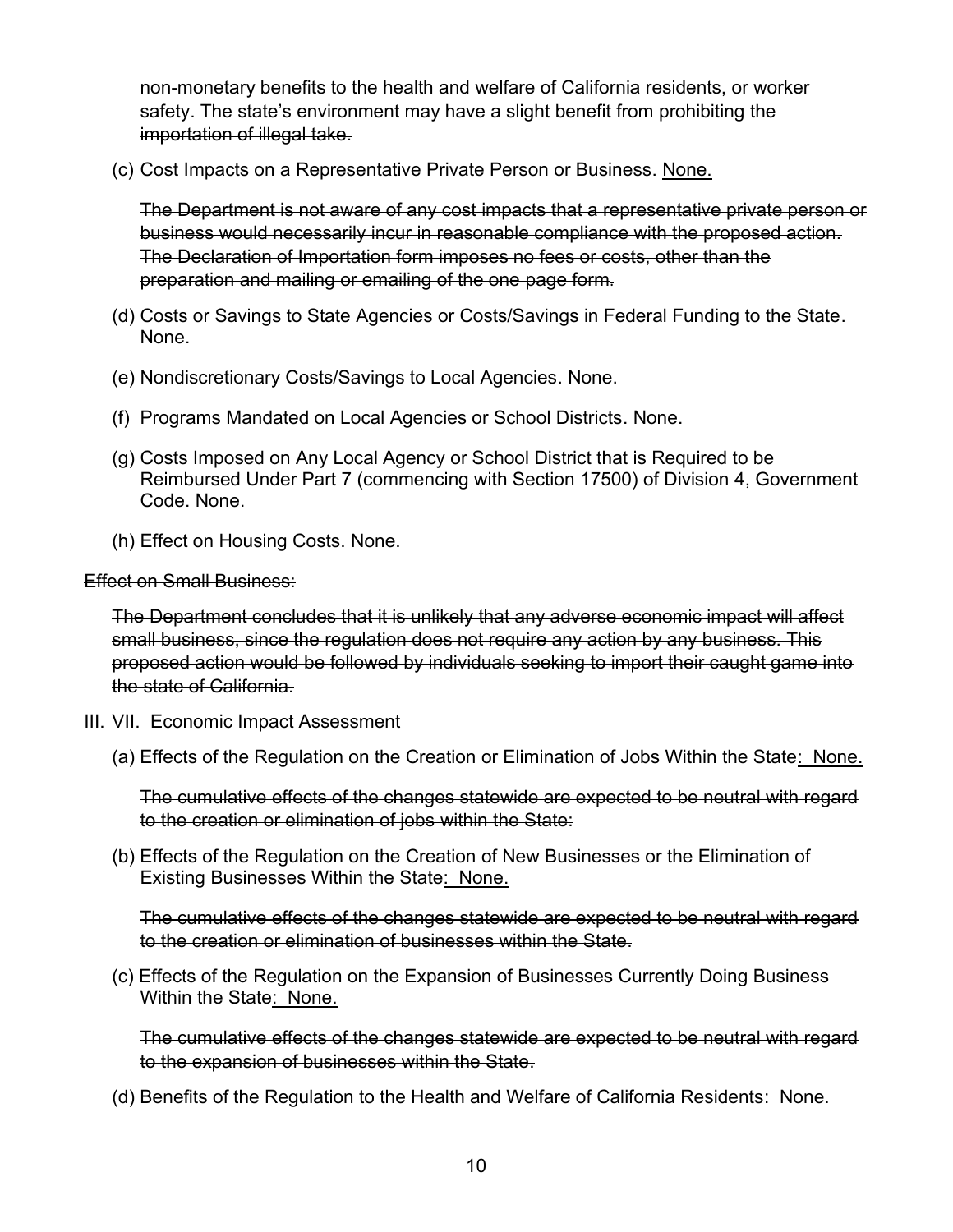~~non-monetary benefits to the health and welfare of California residents, or worker safety. The state's environment may have a slight benefit from prohibiting the importation of illegal take.~~

(c) Cost Impacts on a Representative Private Person or Business. <u>None.</u>

~~The Department is not aware of any cost impacts that a representative private person or business would necessarily incur in reasonable compliance with the proposed action. The Declaration of Importation form imposes no fees or costs, other than the preparation and mailing or emailing of the one page form.~~

(d) Costs or Savings to State Agencies or Costs/Savings in Federal Funding to the State. None.

(e) Nondiscretionary Costs/Savings to Local Agencies. None.

(f) Programs Mandated on Local Agencies or School Districts. None.

(g) Costs Imposed on Any Local Agency or School District that is Required to be Reimbursed Under Part 7 (commencing with Section 17500) of Division 4, Government Code. None.

(h) Effect on Housing Costs. None.

~~Effect on Small Business:~~

~~The Department concludes that it is unlikely that any adverse economic impact will affect small business, since the regulation does not require any action by any business. This proposed action would be followed by individuals seeking to import their caught game into the state of California.~~

III. VII. Economic Impact Assessment

(a) Effects of the Regulation on the Creation or Elimination of Jobs Within the State<u>: None.</u>

~~The cumulative effects of the changes statewide are expected to be neutral with regard to the creation or elimination of jobs within the State:~~

(b) Effects of the Regulation on the Creation of New Businesses or the Elimination of Existing Businesses Within the State<u>: None.</u>

~~The cumulative effects of the changes statewide are expected to be neutral with regard to the creation or elimination of businesses within the State.~~

(c) Effects of the Regulation on the Expansion of Businesses Currently Doing Business Within the State<u>: None.</u>

~~The cumulative effects of the changes statewide are expected to be neutral with regard to the expansion of businesses within the State.~~

(d) Benefits of the Regulation to the Health and Welfare of California Residents<u>: None.</u>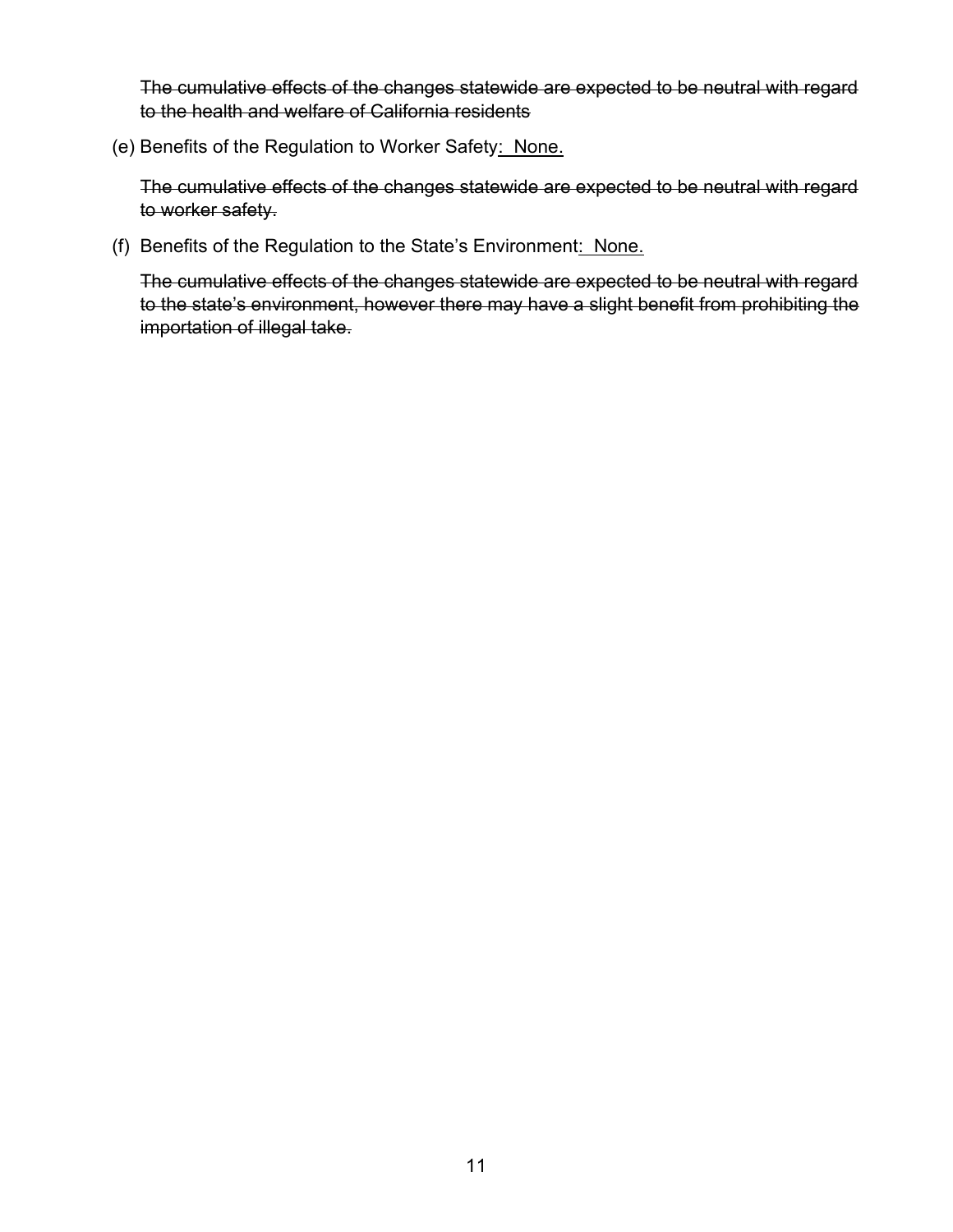~~The cumulative effects of the changes statewide are expected to be neutral with regard to the health and welfare of California residents~~

(e) Benefits of the Regulation to Worker Safety<u>: None.</u>

~~The cumulative effects of the changes statewide are expected to be neutral with regard to worker safety.~~

(f) Benefits of the Regulation to the State's Environment<u>: None.</u>

~~The cumulative effects of the changes statewide are expected to be neutral with regard to the state's environment, however there may have a slight benefit from prohibiting the importation of illegal take.~~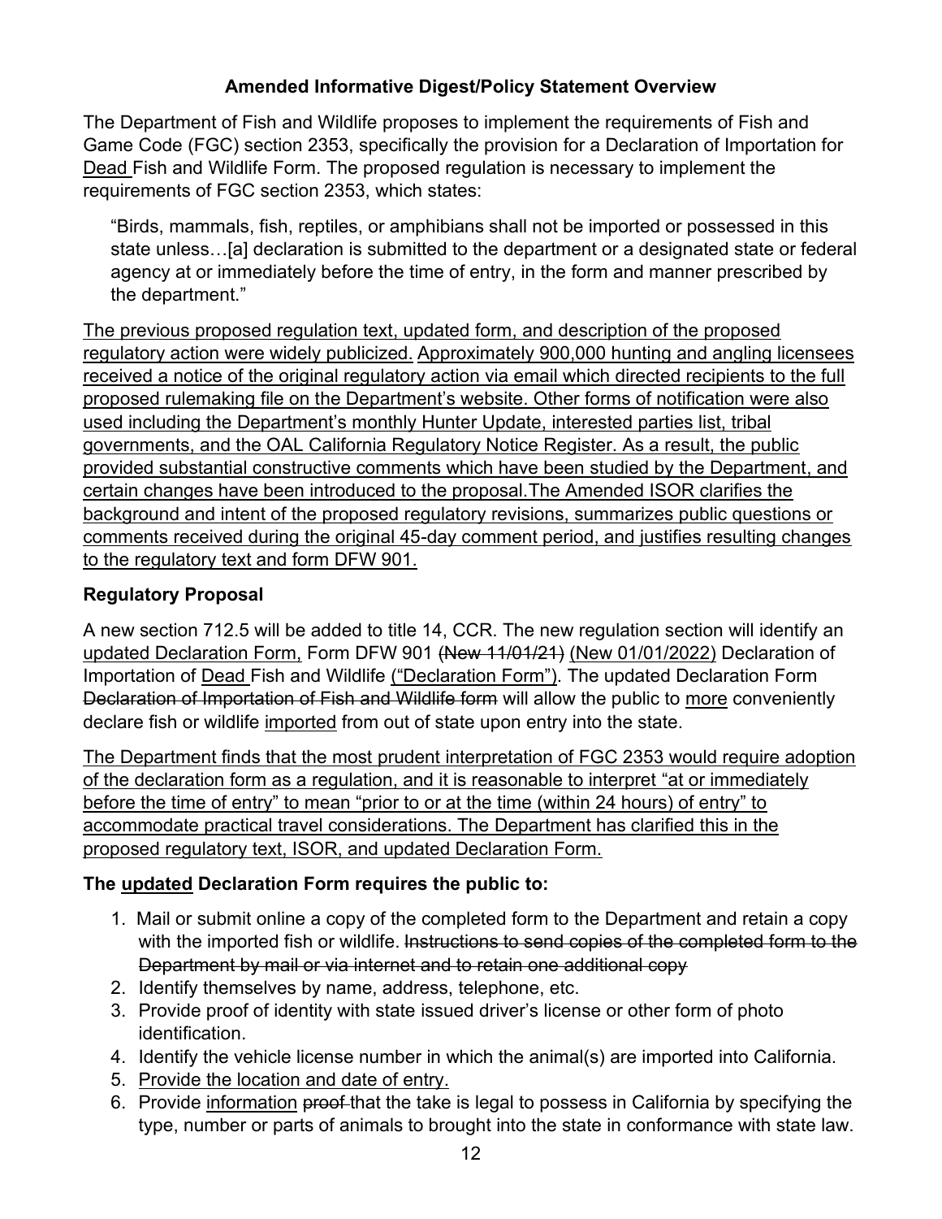### Amended Informative Digest/Policy Statement Overview

The Department of Fish and Wildlife proposes to implement the requirements of Fish and Game Code (FGC) section 2353, specifically the provision for a Declaration of Importation for <u>Dead</u> Fish and Wildlife Form. The proposed regulation is necessary to implement the requirements of FGC section 2353, which states:

> "Birds, mammals, fish, reptiles, or amphibians shall not be imported or possessed in this state unless…[a] declaration is submitted to the department or a designated state or federal agency at or immediately before the time of entry, in the form and manner prescribed by the department."

<u>The previous proposed regulation text, updated form, and description of the proposed regulatory action were widely publicized. Approximately 900,000 hunting and angling licensees received a notice of the original regulatory action via email which directed recipients to the full proposed rulemaking file on the Department's website. Other forms of notification were also used including the Department's monthly Hunter Update, interested parties list, tribal governments, and the OAL California Regulatory Notice Register. As a result, the public provided substantial constructive comments which have been studied by the Department, and certain changes have been introduced to the proposal.The Amended ISOR clarifies the background and intent of the proposed regulatory revisions, summarizes public questions or comments received during the original 45-day comment period, and justifies resulting changes to the regulatory text and form DFW 901.</u>

**Regulatory Proposal**

A new section 712.5 will be added to title 14, CCR. The new regulation section will identify an <u>updated Declaration Form,</u> Form DFW 901 ~~(New 11/01/21)~~ <u>(New 01/01/2022)</u> Declaration of Importation of <u>Dead</u> Fish and Wildlife <u>("Declaration Form")</u>. The updated Declaration Form ~~Declaration of Importation of Fish and Wildlife form~~ will allow the public to <u>more</u> conveniently declare fish or wildlife <u>imported</u> from out of state upon entry into the state.

<u>The Department finds that the most prudent interpretation of FGC 2353 would require adoption of the declaration form as a regulation, and it is reasonable to interpret "at or immediately before the time of entry" to mean "prior to or at the time (within 24 hours) of entry" to accommodate practical travel considerations. The Department has clarified this in the proposed regulatory text, ISOR, and updated Declaration Form.</u>

**The <u>updated</u> Declaration Form requires the public to:**

1. Mail or submit online a copy of the completed form to the Department and retain a copy with the imported fish or wildlife. ~~Instructions to send copies of the completed form to the Department by mail or via internet and to retain one additional copy~~
2. Identify themselves by name, address, telephone, etc.
3. Provide proof of identity with state issued driver's license or other form of photo identification.
4. Identify the vehicle license number in which the animal(s) are imported into California.
5. <u>Provide the location and date of entry.</u>
6. Provide <u>information</u> ~~proof~~ that the take is legal to possess in California by specifying the type, number or parts of animals to brought into the state in conformance with state law.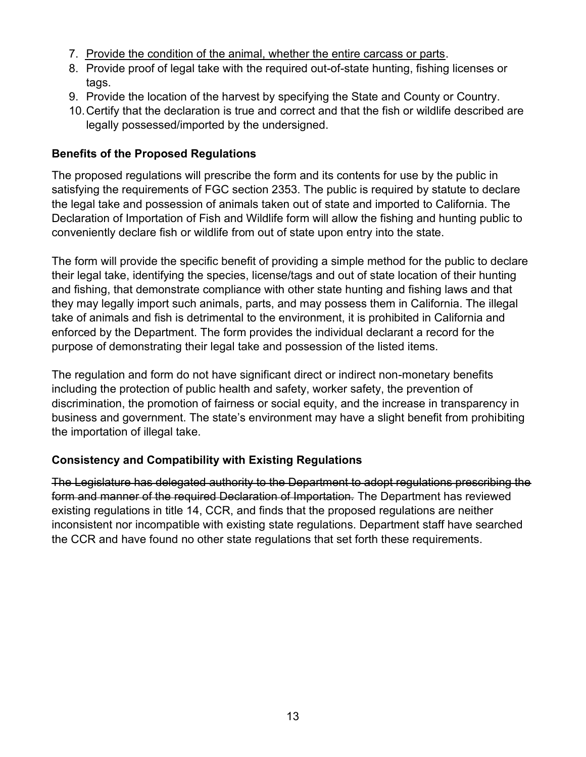7. <u>Provide the condition of the animal, whether the entire carcass or parts</u>.
8. Provide proof of legal take with the required out-of-state hunting, fishing licenses or tags.
9. Provide the location of the harvest by specifying the State and County or Country.
10. Certify that the declaration is true and correct and that the fish or wildlife described are legally possessed/imported by the undersigned.

**Benefits of the Proposed Regulations**

The proposed regulations will prescribe the form and its contents for use by the public in satisfying the requirements of FGC section 2353. The public is required by statute to declare the legal take and possession of animals taken out of state and imported to California. The Declaration of Importation of Fish and Wildlife form will allow the fishing and hunting public to conveniently declare fish or wildlife from out of state upon entry into the state.

The form will provide the specific benefit of providing a simple method for the public to declare their legal take, identifying the species, license/tags and out of state location of their hunting and fishing, that demonstrate compliance with other state hunting and fishing laws and that they may legally import such animals, parts, and may possess them in California. The illegal take of animals and fish is detrimental to the environment, it is prohibited in California and enforced by the Department. The form provides the individual declarant a record for the purpose of demonstrating their legal take and possession of the listed items.

The regulation and form do not have significant direct or indirect non-monetary benefits including the protection of public health and safety, worker safety, the prevention of discrimination, the promotion of fairness or social equity, and the increase in transparency in business and government. The state's environment may have a slight benefit from prohibiting the importation of illegal take.

**Consistency and Compatibility with Existing Regulations**

~~The Legislature has delegated authority to the Department to adopt regulations prescribing the form and manner of the required Declaration of Importation.~~ The Department has reviewed existing regulations in title 14, CCR, and finds that the proposed regulations are neither inconsistent nor incompatible with existing state regulations. Department staff have searched the CCR and have found no other state regulations that set forth these requirements.